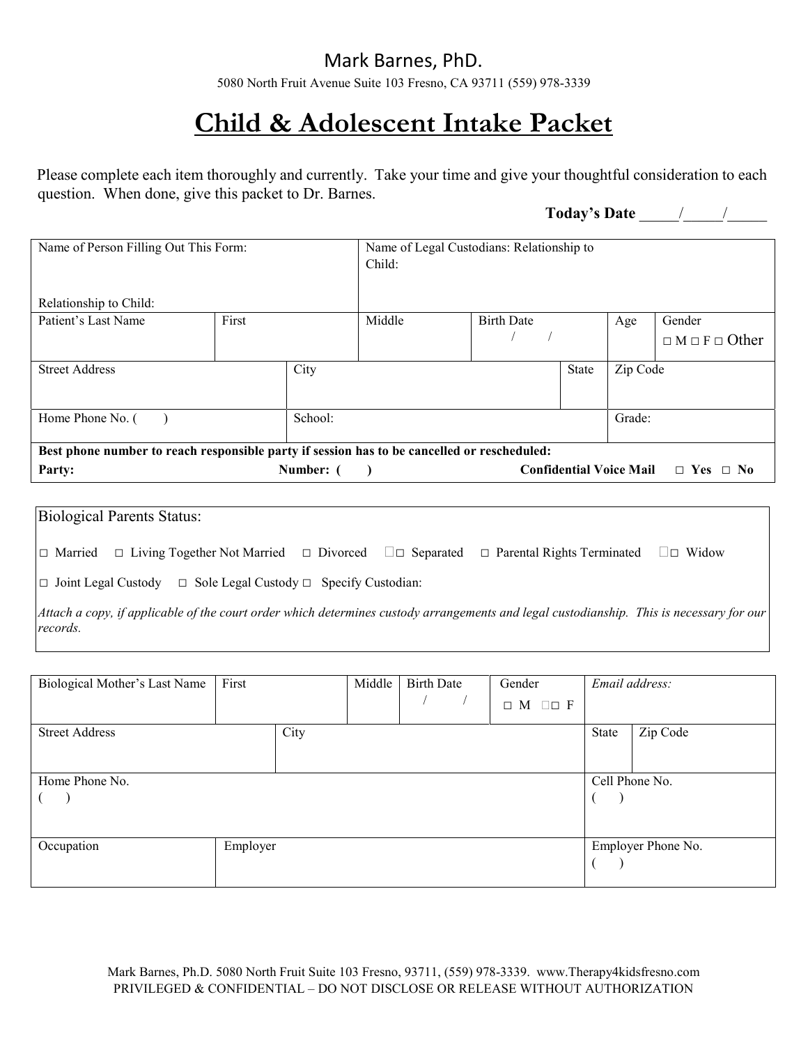Mark Barnes, PhD.

5080 North Fruit Avenue Suite 103 Fresno, CA 93711 (559) 978-3339

# Child & Adolescent Intake Packet

Please complete each item thoroughly and currently. Take your time and give your thoughtful consideration to each question. When done, give this packet to Dr. Barnes.

**Today's Date** _____/_____/_____

| Name of Person Filling Out This Form:<br><br>Relationship to Child: | | Name of Legal Custodians: Relationship to Child: | | | |
|---|---|---|---|---|---|
| Patient's Last Name | First | Middle | Birth Date<br>/ / | Age | Gender<br>□ M □ F □ Other |
| Street Address | City | | | State | Zip Code |
| Home Phone No. ( ) | School: | | | | Grade: |

**Best phone number to reach responsible party if session has to be cancelled or rescheduled:**
**Party:** **Number: ( )** **Confidential Voice Mail** □ **Yes** □ **No**

Biological Parents Status:

□ Married □ Living Together Not Married □ Divorced □ Separated □ Parental Rights Terminated □ Widow

□ Joint Legal Custody □ Sole Legal Custody □ Specify Custodian:

*Attach a copy, if applicable of the court order which determines custody arrangements and legal custodianship. This is necessary for our records.*

| Biological Mother's Last Name | First | Middle | Birth Date<br>/ / | Gender<br>□ M □ F | *Email address:* |
|---|---|---|---|---|---|
| Street Address | City | | | State | Zip Code |
| Home Phone No.<br>( ) | | | | Cell Phone No.<br>( ) | |
| Occupation | Employer | | | Employer Phone No.<br>( ) | |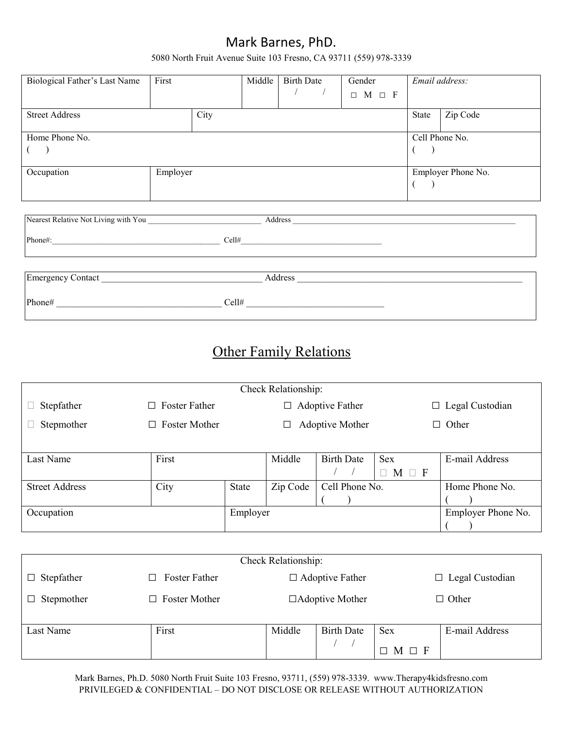# Mark Barnes, PhD.

5080 North Fruit Avenue Suite 103 Fresno, CA 93711 (559) 978-3339

| Biological Father's Last Name | First | | Middle | Birth Date / / | Gender ☐ M ☐ F | *Email address:* | |
|---|---|---|---|---|---|---|---|
| Street Address | | City | | | | State | Zip Code |
| Home Phone No. ( ) | | | | | | Cell Phone No. ( ) | |
| Occupation | Employer | | | | | Employer Phone No. ( ) | |

Nearest Relative Not Living with You ______________________________ Address ____________________________________________________________

Phone#:____________________________________________ Cell#_____________________________________

Emergency Contact ____________________________________ Address ____________________________________________________

Phone# ____________________________________ Cell# ______________________________

## Other Family Relations

Check Relationship:

☐ Stepfather ☐ Foster Father ☐ Adoptive Father ☐ Legal Custodian

☐ Stepmother ☐ Foster Mother ☐ Adoptive Mother ☐ Other

| Last Name | First | | Middle | Birth Date / / | Sex ☐ M ☐ F | E-mail Address |
|---|---|---|---|---|---|---|
| Street Address | City | State | Zip Code | Cell Phone No. ( ) | | Home Phone No. ( ) |
| Occupation | | Employer | | | | Employer Phone No. ( ) |

Check Relationship:

☐ Stepfather ☐ Foster Father ☐ Adoptive Father ☐ Legal Custodian

☐ Stepmother ☐ Foster Mother ☐ Adoptive Mother ☐ Other

| Last Name | First | Middle | Birth Date / / | Sex ☐ M ☐ F | E-mail Address |
|---|---|---|---|---|---|

Mark Barnes, Ph.D. 5080 North Fruit Suite 103 Fresno, 93711, (559) 978-3339. www.Therapy4kidsfresno.com
PRIVILEGED & CONFIDENTIAL – DO NOT DISCLOSE OR RELEASE WITHOUT AUTHORIZATION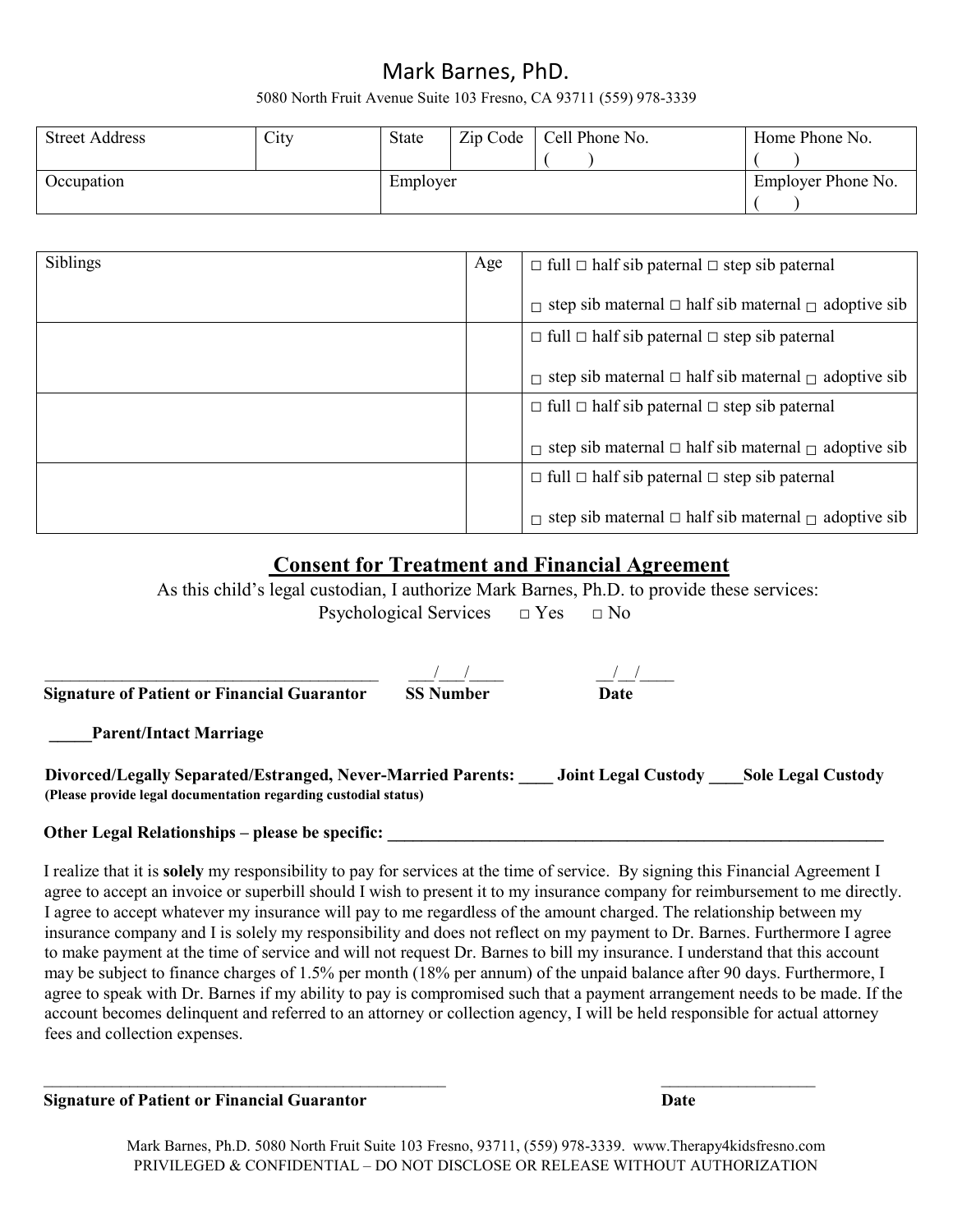# Mark Barnes, PhD.

5080 North Fruit Avenue Suite 103 Fresno, CA 93711 (559) 978-3339

| Street Address | City | State | Zip Code | Cell Phone No. ( ) | Home Phone No. ( ) |
|---|---|---|---|---|---|
| Occupation | | Employer | | | Employer Phone No. ( ) |

| Siblings | Age | |
|---|---|---|
| | | □ full □ half sib paternal □ step sib paternal □ step sib maternal □ half sib maternal □ adoptive sib |
| | | □ full □ half sib paternal □ step sib paternal □ step sib maternal □ half sib maternal □ adoptive sib |
| | | □ full □ half sib paternal □ step sib paternal □ step sib maternal □ half sib maternal □ adoptive sib |
| | | □ full □ half sib paternal □ step sib paternal □ step sib maternal □ half sib maternal □ adoptive sib |

## Consent for Treatment and Financial Agreement

As this child's legal custodian, I authorize Mark Barnes, Ph.D. to provide these services:

Psychological Services □ Yes □ No

_______________________________________ ___/___/____ __/__/____

**Signature of Patient or Financial Guarantor** **SS Number** **Date**

**_____Parent/Intact Marriage**

**Divorced/Legally Separated/Estranged, Never-Married Parents: ____ Joint Legal Custody ____Sole Legal Custody**
**(Please provide legal documentation regarding custodial status)**

**Other Legal Relationships – please be specific: ____________________________________________________________**

I realize that it is **solely** my responsibility to pay for services at the time of service. By signing this Financial Agreement I agree to accept an invoice or superbill should I wish to present it to my insurance company for reimbursement to me directly. I agree to accept whatever my insurance will pay to me regardless of the amount charged. The relationship between my insurance company and I is solely my responsibility and does not reflect on my payment to Dr. Barnes. Furthermore I agree to make payment at the time of service and will not request Dr. Barnes to bill my insurance. I understand that this account may be subject to finance charges of 1.5% per month (18% per annum) of the unpaid balance after 90 days. Furthermore, I agree to speak with Dr. Barnes if my ability to pay is compromised such that a payment arrangement needs to be made. If the account becomes delinquent and referred to an attorney or collection agency, I will be held responsible for actual attorney fees and collection expenses.

_______________________________________________ __________________

**Signature of Patient or Financial Guarantor** **Date**

Mark Barnes, Ph.D. 5080 North Fruit Suite 103 Fresno, 93711, (559) 978-3339. www.Therapy4kidsfresno.com
PRIVILEGED & CONFIDENTIAL – DO NOT DISCLOSE OR RELEASE WITHOUT AUTHORIZATION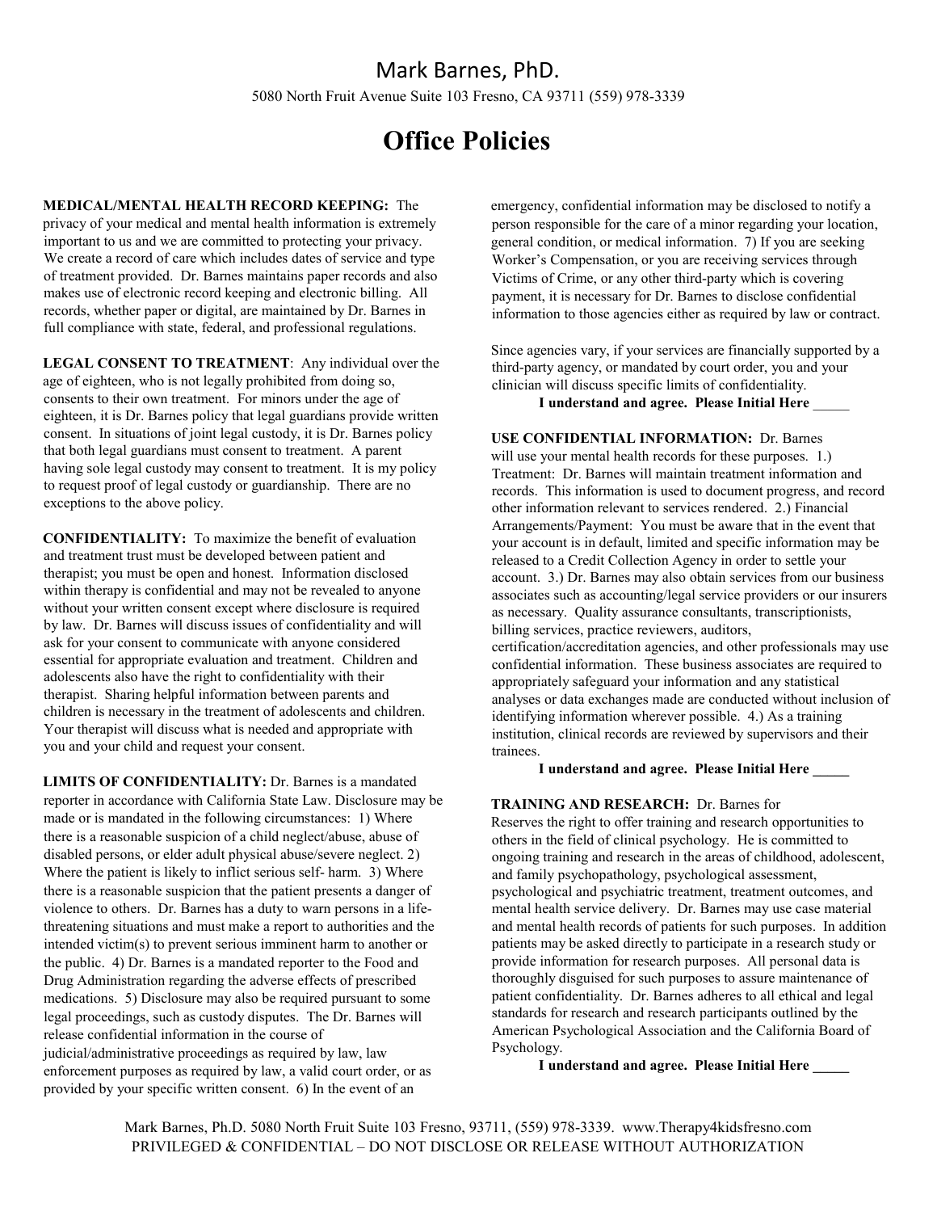# Mark Barnes, PhD.

5080 North Fruit Avenue Suite 103 Fresno, CA 93711 (559) 978-3339

## Office Policies

**MEDICAL/MENTAL HEALTH RECORD KEEPING:** The privacy of your medical and mental health information is extremely important to us and we are committed to protecting your privacy. We create a record of care which includes dates of service and type of treatment provided. Dr. Barnes maintains paper records and also makes use of electronic record keeping and electronic billing. All records, whether paper or digital, are maintained by Dr. Barnes in full compliance with state, federal, and professional regulations.

**LEGAL CONSENT TO TREATMENT**: Any individual over the age of eighteen, who is not legally prohibited from doing so, consents to their own treatment. For minors under the age of eighteen, it is Dr. Barnes policy that legal guardians provide written consent. In situations of joint legal custody, it is Dr. Barnes policy that both legal guardians must consent to treatment. A parent having sole legal custody may consent to treatment. It is my policy to request proof of legal custody or guardianship. There are no exceptions to the above policy.

**CONFIDENTIALITY:** To maximize the benefit of evaluation and treatment trust must be developed between patient and therapist; you must be open and honest. Information disclosed within therapy is confidential and may not be revealed to anyone without your written consent except where disclosure is required by law. Dr. Barnes will discuss issues of confidentiality and will ask for your consent to communicate with anyone considered essential for appropriate evaluation and treatment. Children and adolescents also have the right to confidentiality with their therapist. Sharing helpful information between parents and children is necessary in the treatment of adolescents and children. Your therapist will discuss what is needed and appropriate with you and your child and request your consent.

**LIMITS OF CONFIDENTIALITY:** Dr. Barnes is a mandated reporter in accordance with California State Law. Disclosure may be made or is mandated in the following circumstances: 1) Where there is a reasonable suspicion of a child neglect/abuse, abuse of disabled persons, or elder adult physical abuse/severe neglect. 2) Where the patient is likely to inflict serious self- harm. 3) Where there is a reasonable suspicion that the patient presents a danger of violence to others. Dr. Barnes has a duty to warn persons in a life-threatening situations and must make a report to authorities and the intended victim(s) to prevent serious imminent harm to another or the public. 4) Dr. Barnes is a mandated reporter to the Food and Drug Administration regarding the adverse effects of prescribed medications. 5) Disclosure may also be required pursuant to some legal proceedings, such as custody disputes. The Dr. Barnes will release confidential information in the course of judicial/administrative proceedings as required by law, law enforcement purposes as required by law, a valid court order, or as provided by your specific written consent. 6) In the event of an emergency, confidential information may be disclosed to notify a person responsible for the care of a minor regarding your location, general condition, or medical information. 7) If you are seeking Worker's Compensation, or you are receiving services through Victims of Crime, or any other third-party which is covering payment, it is necessary for Dr. Barnes to disclose confidential information to those agencies either as required by law or contract.

Since agencies vary, if your services are financially supported by a third-party agency, or mandated by court order, you and your clinician will discuss specific limits of confidentiality.

**I understand and agree. Please Initial Here _____**

**USE CONFIDENTIAL INFORMATION:** Dr. Barnes will use your mental health records for these purposes. 1.) Treatment: Dr. Barnes will maintain treatment information and records. This information is used to document progress, and record other information relevant to services rendered. 2.) Financial Arrangements/Payment: You must be aware that in the event that your account is in default, limited and specific information may be released to a Credit Collection Agency in order to settle your account. 3.) Dr. Barnes may also obtain services from our business associates such as accounting/legal service providers or our insurers as necessary. Quality assurance consultants, transcriptionists, billing services, practice reviewers, auditors, certification/accreditation agencies, and other professionals may use confidential information. These business associates are required to appropriately safeguard your information and any statistical analyses or data exchanges made are conducted without inclusion of identifying information wherever possible. 4.) As a training institution, clinical records are reviewed by supervisors and their trainees.

**I understand and agree. Please Initial Here _____**

**TRAINING AND RESEARCH:** Dr. Barnes for Reserves the right to offer training and research opportunities to others in the field of clinical psychology. He is committed to ongoing training and research in the areas of childhood, adolescent, and family psychopathology, psychological assessment, psychological and psychiatric treatment, treatment outcomes, and mental health service delivery. Dr. Barnes may use case material and mental health records of patients for such purposes. In addition patients may be asked directly to participate in a research study or provide information for research purposes. All personal data is thoroughly disguised for such purposes to assure maintenance of patient confidentiality. Dr. Barnes adheres to all ethical and legal standards for research and research participants outlined by the American Psychological Association and the California Board of Psychology.

**I understand and agree. Please Initial Here _____**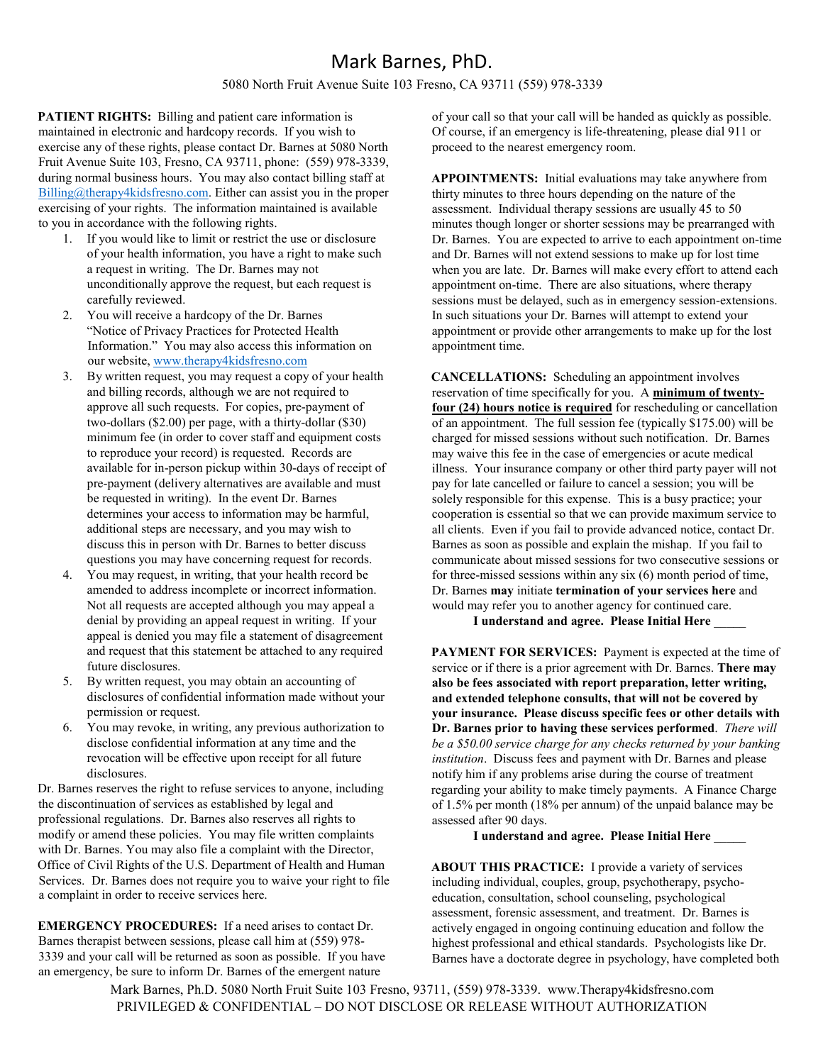# Mark Barnes, PhD.

5080 North Fruit Avenue Suite 103 Fresno, CA 93711 (559) 978-3339

**PATIENT RIGHTS:** Billing and patient care information is maintained in electronic and hardcopy records. If you wish to exercise any of these rights, please contact Dr. Barnes at 5080 North Fruit Avenue Suite 103, Fresno, CA 93711, phone: (559) 978-3339, during normal business hours. You may also contact billing staff at Billing@therapy4kidsfresno.com. Either can assist you in the proper exercising of your rights. The information maintained is available to you in accordance with the following rights.

1. If you would like to limit or restrict the use or disclosure of your health information, you have a right to make such a request in writing. The Dr. Barnes may not unconditionally approve the request, but each request is carefully reviewed.
2. You will receive a hardcopy of the Dr. Barnes "Notice of Privacy Practices for Protected Health Information." You may also access this information on our website, www.therapy4kidsfresno.com
3. By written request, you may request a copy of your health and billing records, although we are not required to approve all such requests. For copies, pre-payment of two-dollars ($2.00) per page, with a thirty-dollar ($30) minimum fee (in order to cover staff and equipment costs to reproduce your record) is requested. Records are available for in-person pickup within 30-days of receipt of pre-payment (delivery alternatives are available and must be requested in writing). In the event Dr. Barnes determines your access to information may be harmful, additional steps are necessary, and you may wish to discuss this in person with Dr. Barnes to better discuss questions you may have concerning request for records.
4. You may request, in writing, that your health record be amended to address incomplete or incorrect information. Not all requests are accepted although you may appeal a denial by providing an appeal request in writing. If your appeal is denied you may file a statement of disagreement and request that this statement be attached to any required future disclosures.
5. By written request, you may obtain an accounting of disclosures of confidential information made without your permission or request.
6. You may revoke, in writing, any previous authorization to disclose confidential information at any time and the revocation will be effective upon receipt for all future disclosures.

Dr. Barnes reserves the right to refuse services to anyone, including the discontinuation of services as established by legal and professional regulations. Dr. Barnes also reserves all rights to modify or amend these policies. You may file written complaints with Dr. Barnes. You may also file a complaint with the Director, Office of Civil Rights of the U.S. Department of Health and Human Services. Dr. Barnes does not require you to waive your right to file a complaint in order to receive services here.

**EMERGENCY PROCEDURES:** If a need arises to contact Dr. Barnes therapist between sessions, please call him at (559) 978-3339 and your call will be returned as soon as possible. If you have an emergency, be sure to inform Dr. Barnes of the emergent nature of your call so that your call will be handed as quickly as possible. Of course, if an emergency is life-threatening, please dial 911 or proceed to the nearest emergency room.

**APPOINTMENTS:** Initial evaluations may take anywhere from thirty minutes to three hours depending on the nature of the assessment. Individual therapy sessions are usually 45 to 50 minutes though longer or shorter sessions may be prearranged with Dr. Barnes. You are expected to arrive to each appointment on-time and Dr. Barnes will not extend sessions to make up for lost time when you are late. Dr. Barnes will make every effort to attend each appointment on-time. There are also situations, where therapy sessions must be delayed, such as in emergency session-extensions. In such situations your Dr. Barnes will attempt to extend your appointment or provide other arrangements to make up for the lost appointment time.

**CANCELLATIONS:** Scheduling an appointment involves reservation of time specifically for you. A **minimum of twenty-four (24) hours notice is required** for rescheduling or cancellation of an appointment. The full session fee (typically $175.00) will be charged for missed sessions without such notification. Dr. Barnes may waive this fee in the case of emergencies or acute medical illness. Your insurance company or other third party payer will not pay for late cancelled or failure to cancel a session; you will be solely responsible for this expense. This is a busy practice; your cooperation is essential so that we can provide maximum service to all clients. Even if you fail to provide advanced notice, contact Dr. Barnes as soon as possible and explain the mishap. If you fail to communicate about missed sessions for two consecutive sessions or for three-missed sessions within any six (6) month period of time, Dr. Barnes **may** initiate **termination of your services here** and would may refer you to another agency for continued care.

**I understand and agree. Please Initial Here** _____

**PAYMENT FOR SERVICES:** Payment is expected at the time of service or if there is a prior agreement with Dr. Barnes. **There may also be fees associated with report preparation, letter writing, and extended telephone consults, that will not be covered by your insurance. Please discuss specific fees or other details with Dr. Barnes prior to having these services performed**. *There will be a $50.00 service charge for any checks returned by your banking institution*. Discuss fees and payment with Dr. Barnes and please notify him if any problems arise during the course of treatment regarding your ability to make timely payments. A Finance Charge of 1.5% per month (18% per annum) of the unpaid balance may be assessed after 90 days.

**I understand and agree. Please Initial Here** _____

**ABOUT THIS PRACTICE:** I provide a variety of services including individual, couples, group, psychotherapy, psycho-education, consultation, school counseling, psychological assessment, forensic assessment, and treatment. Dr. Barnes is actively engaged in ongoing continuing education and follow the highest professional and ethical standards. Psychologists like Dr. Barnes have a doctorate degree in psychology, have completed both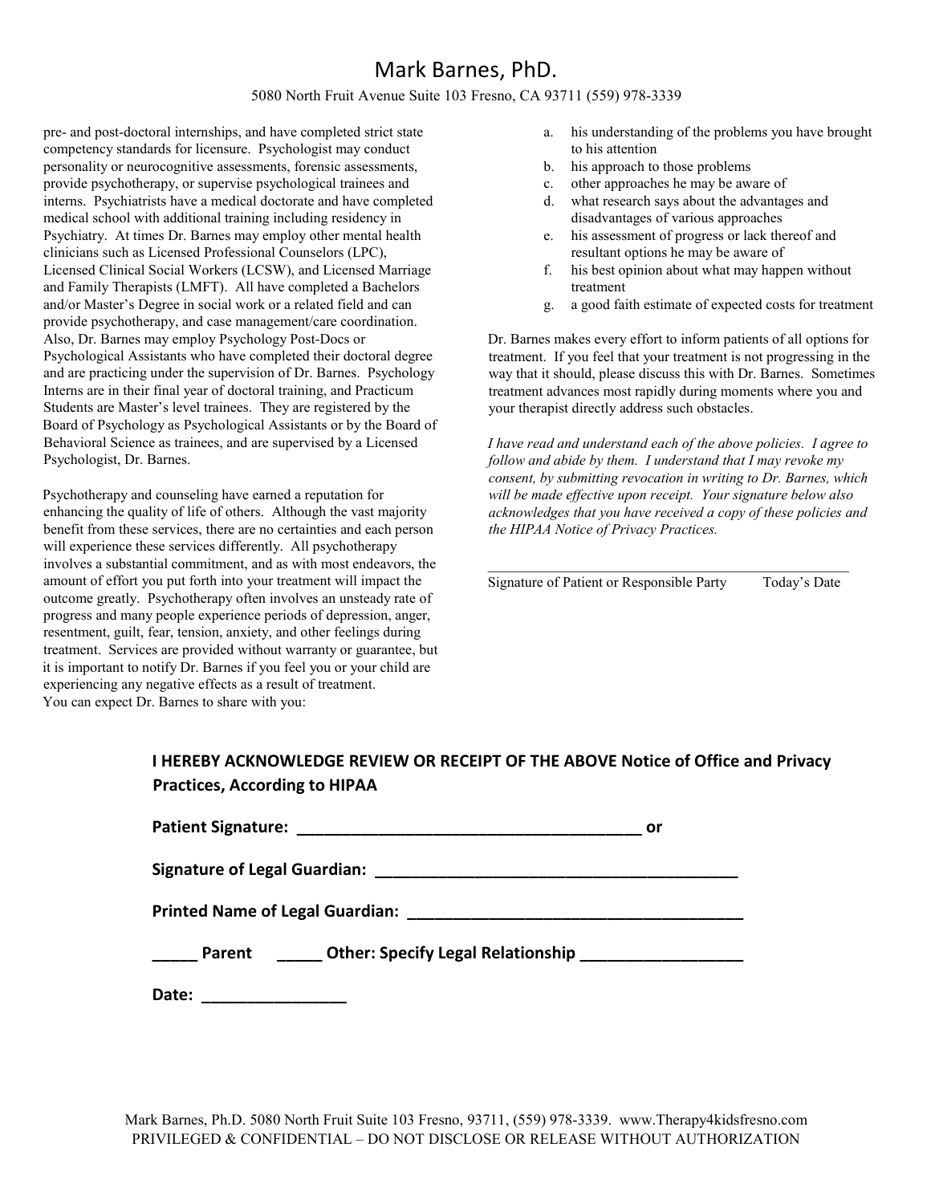# Mark Barnes, PhD.

5080 North Fruit Avenue Suite 103 Fresno, CA 93711 (559) 978-3339

pre- and post-doctoral internships, and have completed strict state competency standards for licensure. Psychologist may conduct personality or neurocognitive assessments, forensic assessments, provide psychotherapy, or supervise psychological trainees and interns. Psychiatrists have a medical doctorate and have completed medical school with additional training including residency in Psychiatry. At times Dr. Barnes may employ other mental health clinicians such as Licensed Professional Counselors (LPC), Licensed Clinical Social Workers (LCSW), and Licensed Marriage and Family Therapists (LMFT). All have completed a Bachelors and/or Master's Degree in social work or a related field and can provide psychotherapy, and case management/care coordination. Also, Dr. Barnes may employ Psychology Post-Docs or Psychological Assistants who have completed their doctoral degree and are practicing under the supervision of Dr. Barnes. Psychology Interns are in their final year of doctoral training, and Practicum Students are Master's level trainees. They are registered by the Board of Psychology as Psychological Assistants or by the Board of Behavioral Science as trainees, and are supervised by a Licensed Psychologist, Dr. Barnes.

Psychotherapy and counseling have earned a reputation for enhancing the quality of life of others. Although the vast majority benefit from these services, there are no certainties and each person will experience these services differently. All psychotherapy involves a substantial commitment, and as with most endeavors, the amount of effort you put forth into your treatment will impact the outcome greatly. Psychotherapy often involves an unsteady rate of progress and many people experience periods of depression, anger, resentment, guilt, fear, tension, anxiety, and other feelings during treatment. Services are provided without warranty or guarantee, but it is important to notify Dr. Barnes if you feel you or your child are experiencing any negative effects as a result of treatment.
You can expect Dr. Barnes to share with you:

a. his understanding of the problems you have brought to his attention
b. his approach to those problems
c. other approaches he may be aware of
d. what research says about the advantages and disadvantages of various approaches
e. his assessment of progress or lack thereof and resultant options he may be aware of
f. his best opinion about what may happen without treatment
g. a good faith estimate of expected costs for treatment

Dr. Barnes makes every effort to inform patients of all options for treatment. If you feel that your treatment is not progressing in the way that it should, please discuss this with Dr. Barnes. Sometimes treatment advances most rapidly during moments where you and your therapist directly address such obstacles.

*I have read and understand each of the above policies. I agree to follow and abide by them. I understand that I may revoke my consent, by submitting revocation in writing to Dr. Barnes, which will be made effective upon receipt. Your signature below also acknowledges that you have received a copy of these policies and the HIPAA Notice of Privacy Practices.*

______________________________________________________

Signature of Patient or Responsible Party        Today's Date

**I HEREBY ACKNOWLEDGE REVIEW OR RECEIPT OF THE ABOVE Notice of Office and Privacy Practices, According to HIPAA**

**Patient Signature: ________________________________________ or**

**Signature of Legal Guardian: ________________________________________**

**Printed Name of Legal Guardian: ____________________________________**

**_____ Parent   _____ Other: Specify Legal Relationship __________________**

**Date: ________________**

Mark Barnes, Ph.D. 5080 North Fruit Suite 103 Fresno, 93711, (559) 978-3339. www.Therapy4kidsfresno.com
PRIVILEGED & CONFIDENTIAL – DO NOT DISCLOSE OR RELEASE WITHOUT AUTHORIZATION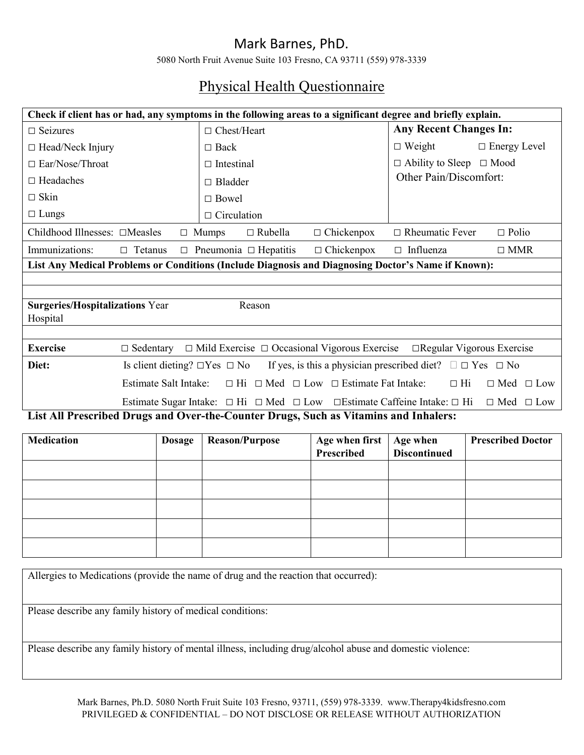# Mark Barnes, PhD.

5080 North Fruit Avenue Suite 103 Fresno, CA 93711 (559) 978-3339

## Physical Health Questionnaire

| **Check if client has or had, any symptoms in the following areas to a significant degree and briefly explain.** | | |
|---|---|---|
| ☐ Seizures | ☐ Chest/Heart | **Any Recent Changes In:** |
| ☐ Head/Neck Injury | ☐ Back | ☐ Weight ☐ Energy Level |
| ☐ Ear/Nose/Throat | ☐ Intestinal | ☐ Ability to Sleep ☐ Mood |
| ☐ Headaches | ☐ Bladder | Other Pain/Discomfort: |
| ☐ Skin | ☐ Bowel | |
| ☐ Lungs | ☐ Circulation | |

Childhood Illnesses: ☐Measles ☐ Mumps ☐ Rubella ☐ Chickenpox ☐ Rheumatic Fever ☐ Polio

Immunizations: ☐ Tetanus ☐ Pneumonia ☐ Hepatitis ☐ Chickenpox ☐ Influenza ☐ MMR

**List Any Medical Problems or Conditions (Include Diagnosis and Diagnosing Doctor's Name if Known):**

**Surgeries/Hospitalizations** Year Reason Hospital

**Exercise** ☐ Sedentary ☐ Mild Exercise ☐ Occasional Vigorous Exercise ☐Regular Vigorous Exercise

**Diet:** Is client dieting? ☐Yes ☐ No If yes, is this a physician prescribed diet? ☐ Yes ☐ No

Estimate Salt Intake: ☐ Hi ☐ Med ☐ Low ☐ Estimate Fat Intake: ☐ Hi ☐ Med ☐ Low

Estimate Sugar Intake: ☐ Hi ☐ Med ☐ Low ☐Estimate Caffeine Intake: ☐ Hi ☐ Med ☐ Low

**List All Prescribed Drugs and Over-the-Counter Drugs, Such as Vitamins and Inhalers:**

| Medication | Dosage | Reason/Purpose | Age when first Prescribed | Age when Discontinued | Prescribed Doctor |
|---|---|---|---|---|---|
| | | | | | |
| | | | | | |
| | | | | | |
| | | | | | |
| | | | | | |

Allergies to Medications (provide the name of drug and the reaction that occurred):

Please describe any family history of medical conditions:

Please describe any family history of mental illness, including drug/alcohol abuse and domestic violence:

Mark Barnes, Ph.D. 5080 North Fruit Suite 103 Fresno, 93711, (559) 978-3339. www.Therapy4kidsfresno.com
PRIVILEGED & CONFIDENTIAL – DO NOT DISCLOSE OR RELEASE WITHOUT AUTHORIZATION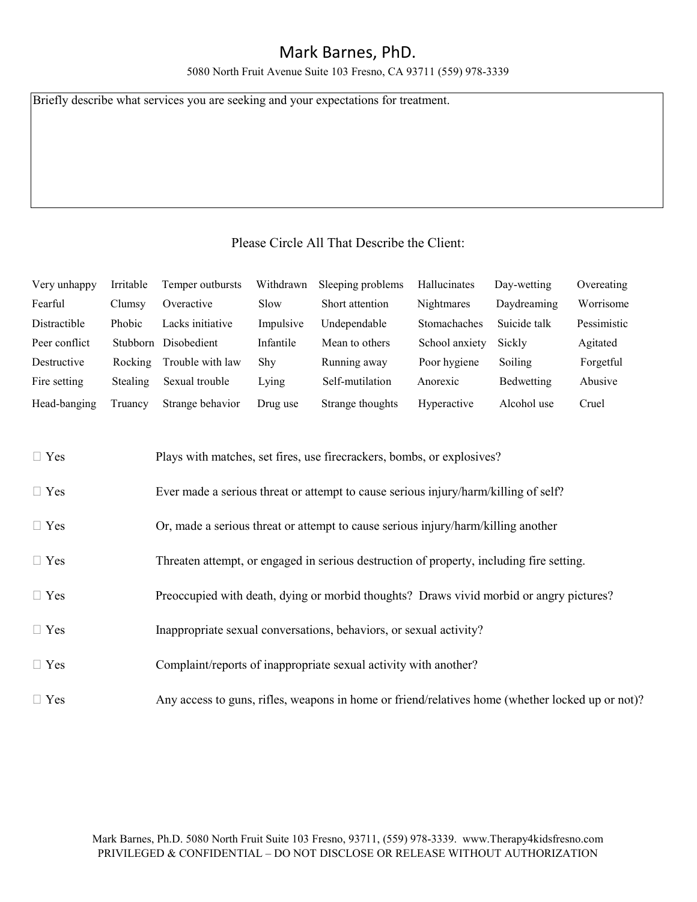# Mark Barnes, PhD.

5080 North Fruit Avenue Suite 103 Fresno, CA 93711 (559) 978-3339

| Briefly describe what services you are seeking and your expectations for treatment. |
|---|
| |

Please Circle All That Describe the Client:

| | | | | | | | |
|---|---|---|---|---|---|---|---|
| Very unhappy | Irritable | Temper outbursts | Withdrawn | Sleeping problems | Hallucinates | Day-wetting | Overeating |
| Fearful | Clumsy | Overactive | Slow | Short attention | Nightmares | Daydreaming | Worrisome |
| Distractible | Phobic | Lacks initiative | Impulsive | Undependable | Stomachaches | Suicide talk | Pessimistic |
| Peer conflict | Stubborn | Disobedient | Infantile | Mean to others | School anxiety | Sickly | Agitated |
| Destructive | Rocking | Trouble with law | Shy | Running away | Poor hygiene | Soiling | Forgetful |
| Fire setting | Stealing | Sexual trouble | Lying | Self-mutilation | Anorexic | Bedwetting | Abusive |
| Head-banging | Truancy | Strange behavior | Drug use | Strange thoughts | Hyperactive | Alcohol use | Cruel |

- ☐ Yes Plays with matches, set fires, use firecrackers, bombs, or explosives?
- ☐ Yes Ever made a serious threat or attempt to cause serious injury/harm/killing of self?
- ☐ Yes Or, made a serious threat or attempt to cause serious injury/harm/killing another
- ☐ Yes Threaten attempt, or engaged in serious destruction of property, including fire setting.
- ☐ Yes Preoccupied with death, dying or morbid thoughts? Draws vivid morbid or angry pictures?
- ☐ Yes Inappropriate sexual conversations, behaviors, or sexual activity?
- ☐ Yes Complaint/reports of inappropriate sexual activity with another?
- ☐ Yes Any access to guns, rifles, weapons in home or friend/relatives home (whether locked up or not)?

Mark Barnes, Ph.D. 5080 North Fruit Suite 103 Fresno, 93711, (559) 978-3339. www.Therapy4kidsfresno.com
PRIVILEGED & CONFIDENTIAL – DO NOT DISCLOSE OR RELEASE WITHOUT AUTHORIZATION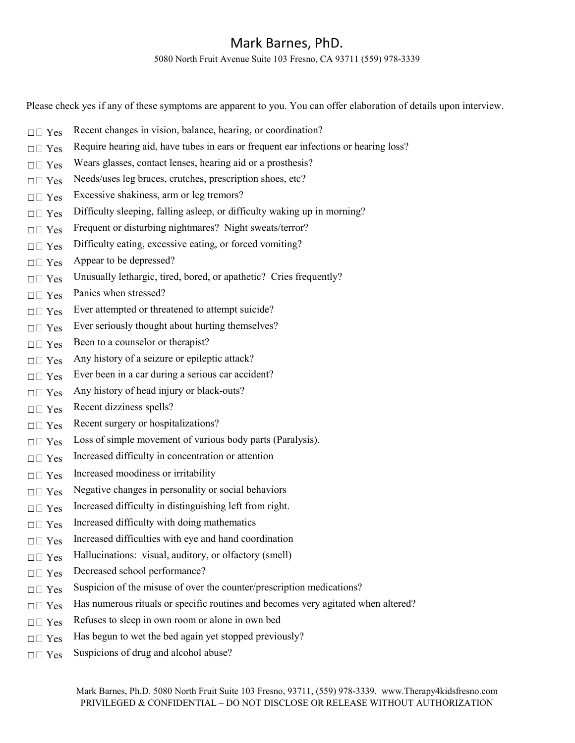# Mark Barnes, PhD.

5080 North Fruit Avenue Suite 103 Fresno, CA 93711 (559) 978-3339

Please check yes if any of these symptoms are apparent to you. You can offer elaboration of details upon interview.

- ☐ Yes Recent changes in vision, balance, hearing, or coordination?
- ☐ Yes Require hearing aid, have tubes in ears or frequent ear infections or hearing loss?
- ☐ Yes Wears glasses, contact lenses, hearing aid or a prosthesis?
- ☐ Yes Needs/uses leg braces, crutches, prescription shoes, etc?
- ☐ Yes Excessive shakiness, arm or leg tremors?
- ☐ Yes Difficulty sleeping, falling asleep, or difficulty waking up in morning?
- ☐ Yes Frequent or disturbing nightmares? Night sweats/terror?
- ☐ Yes Difficulty eating, excessive eating, or forced vomiting?
- ☐ Yes Appear to be depressed?
- ☐ Yes Unusually lethargic, tired, bored, or apathetic? Cries frequently?
- ☐ Yes Panics when stressed?
- ☐ Yes Ever attempted or threatened to attempt suicide?
- ☐ Yes Ever seriously thought about hurting themselves?
- ☐ Yes Been to a counselor or therapist?
- ☐ Yes Any history of a seizure or epileptic attack?
- ☐ Yes Ever been in a car during a serious car accident?
- ☐ Yes Any history of head injury or black-outs?
- ☐ Yes Recent dizziness spells?
- ☐ Yes Recent surgery or hospitalizations?
- ☐ Yes Loss of simple movement of various body parts (Paralysis).
- ☐ Yes Increased difficulty in concentration or attention
- ☐ Yes Increased moodiness or irritability
- ☐ Yes Negative changes in personality or social behaviors
- ☐ Yes Increased difficulty in distinguishing left from right.
- ☐ Yes Increased difficulty with doing mathematics
- ☐ Yes Increased difficulties with eye and hand coordination
- ☐ Yes Hallucinations: visual, auditory, or olfactory (smell)
- ☐ Yes Decreased school performance?
- ☐ Yes Suspicion of the misuse of over the counter/prescription medications?
- ☐ Yes Has numerous rituals or specific routines and becomes very agitated when altered?
- ☐ Yes Refuses to sleep in own room or alone in own bed
- ☐ Yes Has begun to wet the bed again yet stopped previously?
- ☐ Yes Suspicions of drug and alcohol abuse?

Mark Barnes, Ph.D. 5080 North Fruit Suite 103 Fresno, 93711, (559) 978-3339. www.Therapy4kidsfresno.com
PRIVILEGED & CONFIDENTIAL – DO NOT DISCLOSE OR RELEASE WITHOUT AUTHORIZATION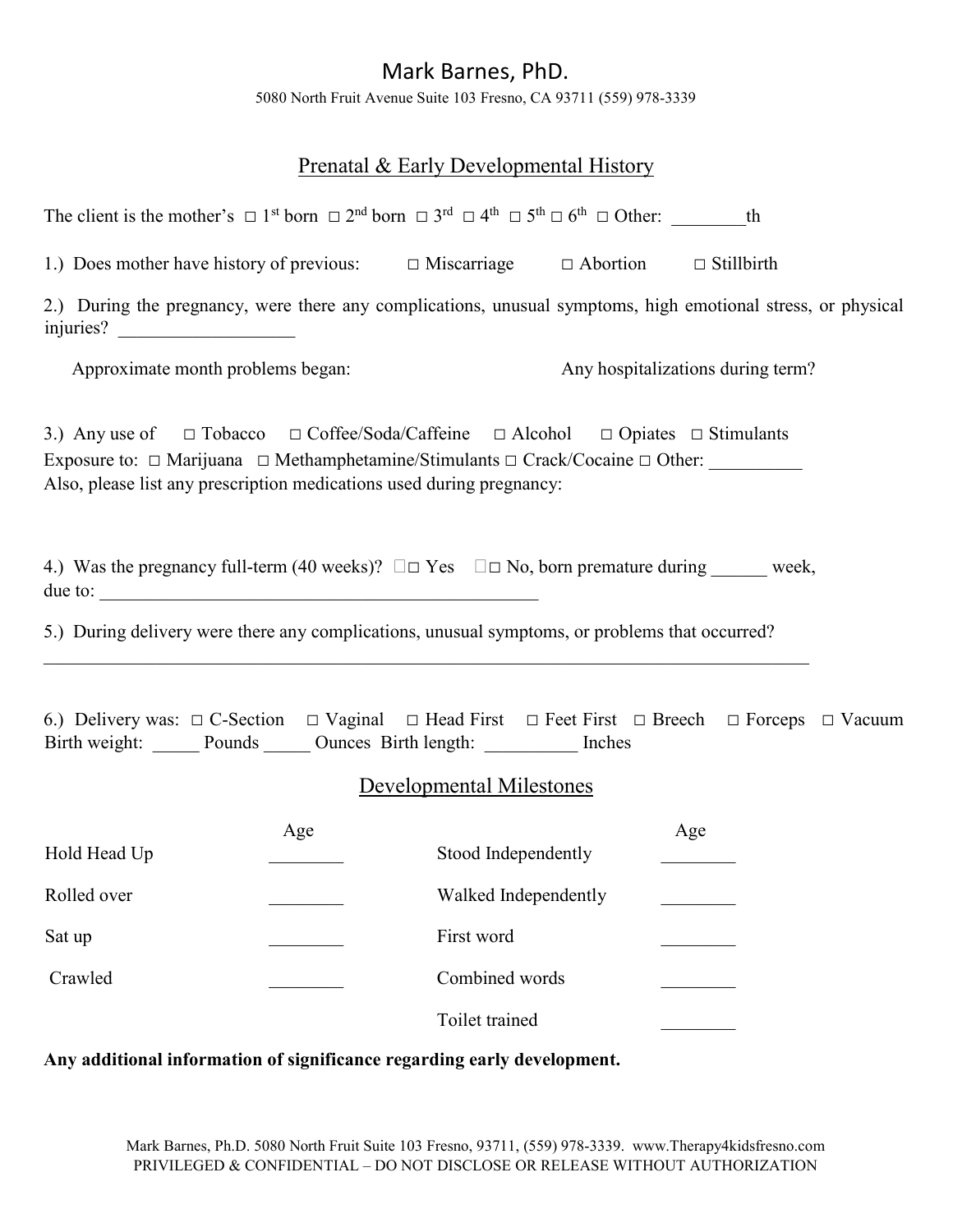# Mark Barnes, PhD.

5080 North Fruit Avenue Suite 103 Fresno, CA 93711 (559) 978-3339

## Prenatal & Early Developmental History

The client is the mother's □ 1st born □ 2nd born □ 3rd □ 4th □ 5th □ 6th □ Other: ________th

1.) Does mother have history of previous: □ Miscarriage □ Abortion □ Stillbirth

2.) During the pregnancy, were there any complications, unusual symptoms, high emotional stress, or physical injuries? ___________________

Approximate month problems began: Any hospitalizations during term?

3.) Any use of □ Tobacco □ Coffee/Soda/Caffeine □ Alcohol □ Opiates □ Stimulants
Exposure to: □ Marijuana □ Methamphetamine/Stimulants □ Crack/Cocaine □ Other: __________
Also, please list any prescription medications used during pregnancy:

4.) Was the pregnancy full-term (40 weeks)? □ Yes □ No, born premature during ______ week, due to: _________________________________________________

5.) During delivery were there any complications, unusual symptoms, or problems that occurred?
_____________________________________________________________________________________

6.) Delivery was: □ C-Section □ Vaginal □ Head First □ Feet First □ Breech □ Forceps □ Vacuum
Birth weight: _____ Pounds _____ Ounces Birth length: __________ Inches

## Developmental Milestones

| | Age | | Age |
|---|---|---|---|
| Hold Head Up | ________ | Stood Independently | ________ |
| Rolled over | ________ | Walked Independently | ________ |
| Sat up | ________ | First word | ________ |
| Crawled | ________ | Combined words | ________ |
| | | Toilet trained | ________ |

**Any additional information of significance regarding early development.**

Mark Barnes, Ph.D. 5080 North Fruit Suite 103 Fresno, 93711, (559) 978-3339. www.Therapy4kidsfresno.com
PRIVILEGED & CONFIDENTIAL – DO NOT DISCLOSE OR RELEASE WITHOUT AUTHORIZATION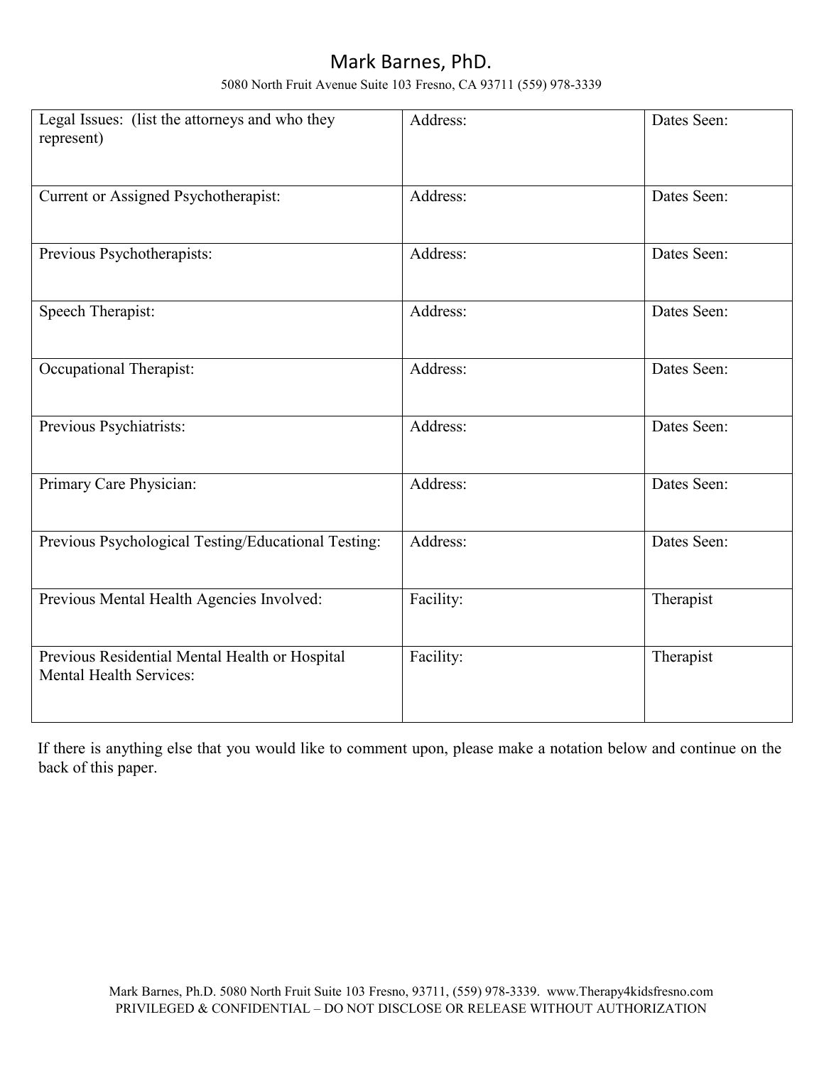# Mark Barnes, PhD.

5080 North Fruit Avenue Suite 103 Fresno, CA 93711 (559) 978-3339

| Legal Issues: (list the attorneys and who they represent) | Address: | Dates Seen: |
|---|---|---|
| Current or Assigned Psychotherapist: | Address: | Dates Seen: |
| Previous Psychotherapists: | Address: | Dates Seen: |
| Speech Therapist: | Address: | Dates Seen: |
| Occupational Therapist: | Address: | Dates Seen: |
| Previous Psychiatrists: | Address: | Dates Seen: |
| Primary Care Physician: | Address: | Dates Seen: |
| Previous Psychological Testing/Educational Testing: | Address: | Dates Seen: |
| Previous Mental Health Agencies Involved: | Facility: | Therapist |
| Previous Residential Mental Health or Hospital Mental Health Services: | Facility: | Therapist |

If there is anything else that you would like to comment upon, please make a notation below and continue on the back of this paper.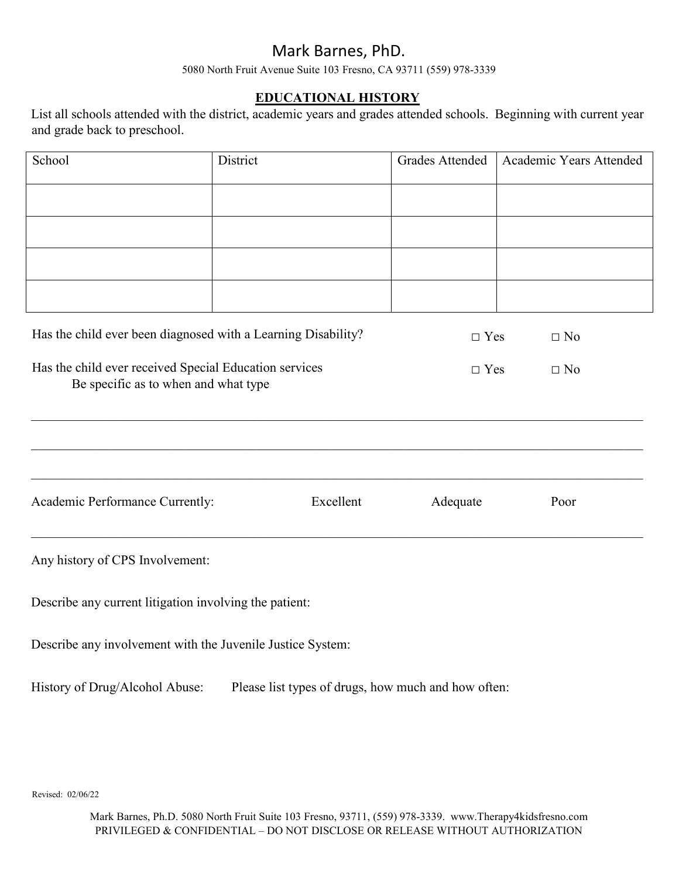# Mark Barnes, PhD.

5080 North Fruit Avenue Suite 103 Fresno, CA 93711 (559) 978-3339

## EDUCATIONAL HISTORY

List all schools attended with the district, academic years and grades attended schools. Beginning with current year and grade back to preschool.

| School | District | Grades Attended | Academic Years Attended |
|---|---|---|---|
| | | | |
| | | | |
| | | | |
| | | | |

Has the child ever been diagnosed with a Learning Disability? □ Yes □ No

Has the child ever received Special Education services □ Yes □ No
Be specific as to when and what type

\_\_\_\_\_\_\_\_\_\_\_\_\_\_\_\_\_\_\_\_\_\_\_\_\_\_\_\_\_\_\_\_\_\_\_\_\_\_\_\_\_\_\_\_\_\_\_\_\_\_\_\_\_\_\_\_\_\_\_\_\_\_\_\_\_\_\_\_\_\_\_\_

\_\_\_\_\_\_\_\_\_\_\_\_\_\_\_\_\_\_\_\_\_\_\_\_\_\_\_\_\_\_\_\_\_\_\_\_\_\_\_\_\_\_\_\_\_\_\_\_\_\_\_\_\_\_\_\_\_\_\_\_\_\_\_\_\_\_\_\_\_\_\_\_

\_\_\_\_\_\_\_\_\_\_\_\_\_\_\_\_\_\_\_\_\_\_\_\_\_\_\_\_\_\_\_\_\_\_\_\_\_\_\_\_\_\_\_\_\_\_\_\_\_\_\_\_\_\_\_\_\_\_\_\_\_\_\_\_\_\_\_\_\_\_\_\_

Academic Performance Currently: Excellent Adequate Poor

\_\_\_\_\_\_\_\_\_\_\_\_\_\_\_\_\_\_\_\_\_\_\_\_\_\_\_\_\_\_\_\_\_\_\_\_\_\_\_\_\_\_\_\_\_\_\_\_\_\_\_\_\_\_\_\_\_\_\_\_\_\_\_\_\_\_\_\_\_\_\_\_

Any history of CPS Involvement:

Describe any current litigation involving the patient:

Describe any involvement with the Juvenile Justice System:

History of Drug/Alcohol Abuse: Please list types of drugs, how much and how often:

Revised: 02/06/22

Mark Barnes, Ph.D. 5080 North Fruit Suite 103 Fresno, 93711, (559) 978-3339. www.Therapy4kidsfresno.com
PRIVILEGED & CONFIDENTIAL – DO NOT DISCLOSE OR RELEASE WITHOUT AUTHORIZATION